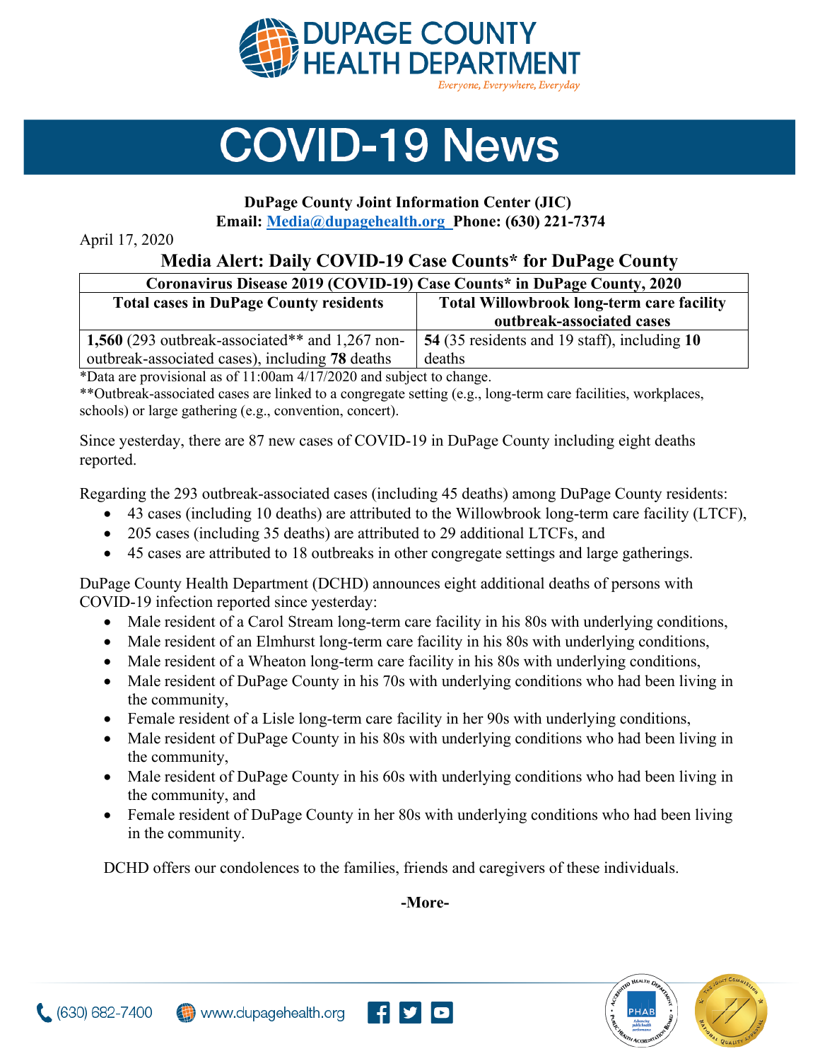# DUPAGE COUNTY HEALTH DEPARTMENT

*Everyone, Everywhere, Everyday*

# COVID-19 News

**DuPage County Joint Information Center (JIC)**
**Email: [Media@dupagehealth.org](mailto:Media@dupagehealth.org) Phone: (630) 221-7374**

April 17, 2020

## Media Alert: Daily COVID-19 Case Counts* for DuPage County

| Coronavirus Disease 2019 (COVID-19) Case Counts* in DuPage County, 2020 | |
|---|---|
| **Total cases in DuPage County residents** | **Total Willowbrook long-term care facility outbreak-associated cases** |
| **1,560** (293 outbreak-associated** and 1,267 non-outbreak-associated cases), including **78** deaths | **54** (35 residents and 19 staff), including **10** deaths |

*Data are provisional as of 11:00am 4/17/2020 and subject to change.
**Outbreak-associated cases are linked to a congregate setting (e.g., long-term care facilities, workplaces, schools) or large gathering (e.g., convention, concert).

Since yesterday, there are 87 new cases of COVID-19 in DuPage County including eight deaths reported.

Regarding the 293 outbreak-associated cases (including 45 deaths) among DuPage County residents:

- 43 cases (including 10 deaths) are attributed to the Willowbrook long-term care facility (LTCF),
- 205 cases (including 35 deaths) are attributed to 29 additional LTCFs, and
- 45 cases are attributed to 18 outbreaks in other congregate settings and large gatherings.

DuPage County Health Department (DCHD) announces eight additional deaths of persons with COVID-19 infection reported since yesterday:

- Male resident of a Carol Stream long-term care facility in his 80s with underlying conditions,
- Male resident of an Elmhurst long-term care facility in his 80s with underlying conditions,
- Male resident of a Wheaton long-term care facility in his 80s with underlying conditions,
- Male resident of DuPage County in his 70s with underlying conditions who had been living in the community,
- Female resident of a Lisle long-term care facility in her 90s with underlying conditions,
- Male resident of DuPage County in his 80s with underlying conditions who had been living in the community,
- Male resident of DuPage County in his 60s with underlying conditions who had been living in the community, and
- Female resident of DuPage County in her 80s with underlying conditions who had been living in the community.

DCHD offers our condolences to the families, friends and caregivers of these individuals.

**-More-**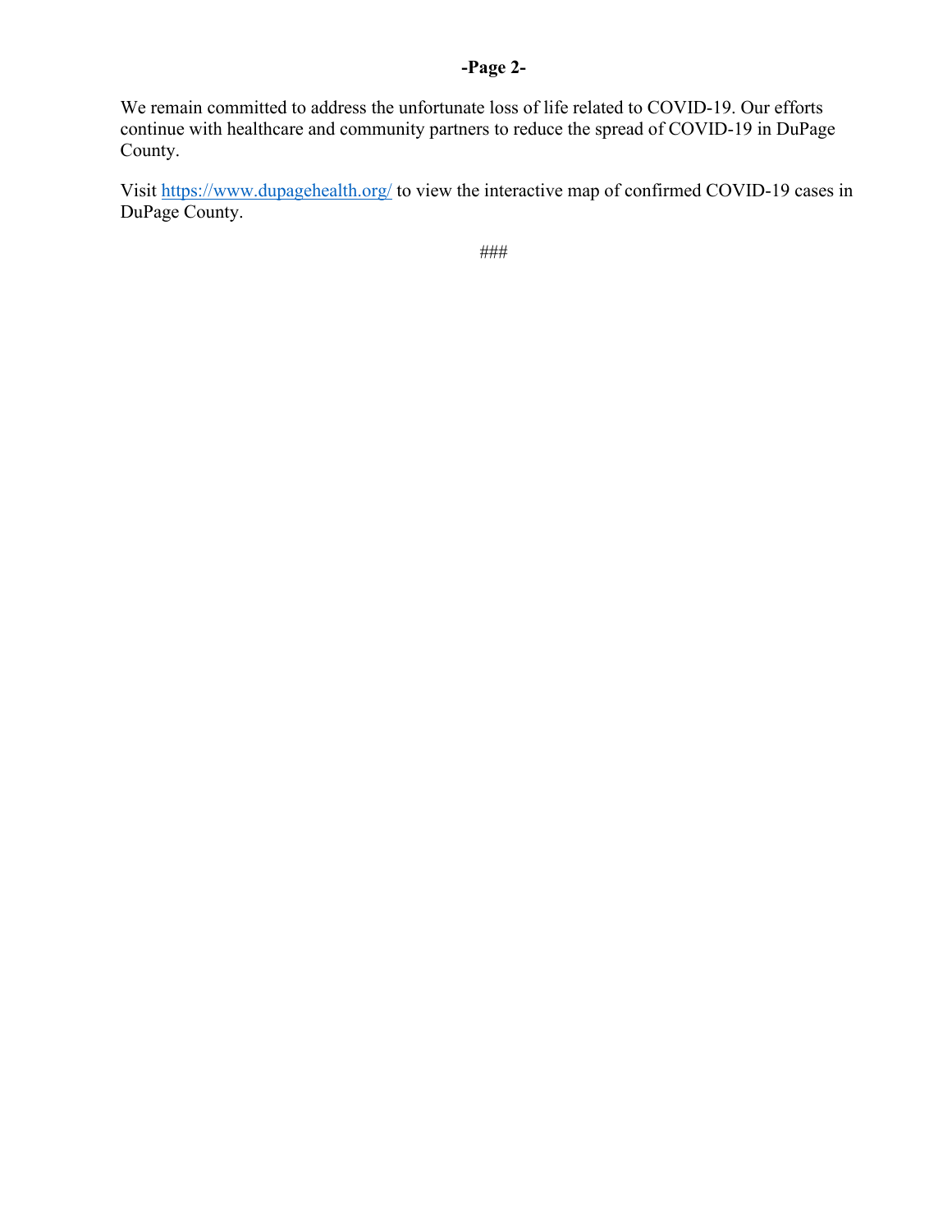We remain committed to address the unfortunate loss of life related to COVID-19. Our efforts continue with healthcare and community partners to reduce the spread of COVID-19 in DuPage County.

Visit [https://www.dupagehealth.org/](https://www.dupagehealth.org/) to view the interactive map of confirmed COVID-19 cases in DuPage County.

###